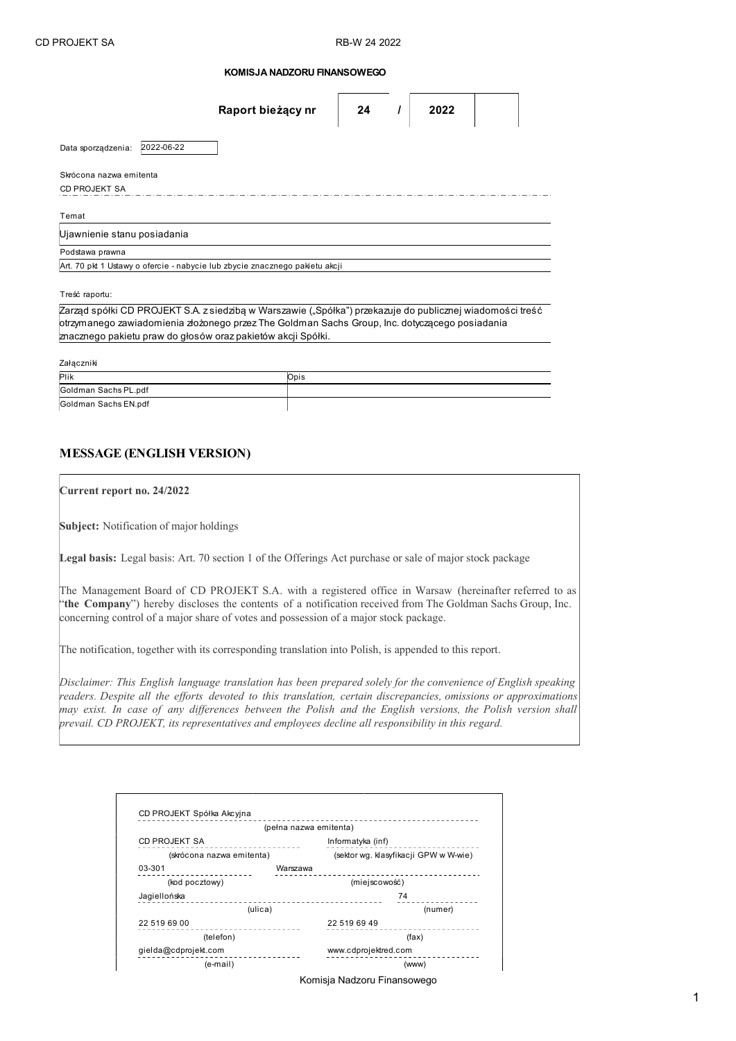**KOMISJA NADZORU FINANSOWEGO**

| Raport bieżący nr | 24 | / | 2022 | |
|---|---|---|---|---|

Data sporządzenia: 2022-06-22

Skrócona nazwa emitenta

CD PROJEKT SA

Temat

Ujawnienie stanu posiadania

Podstawa prawna

Art. 70 pkt 1 Ustawy o ofercie - nabycie lub zbycie znacznego pakietu akcji

Treść raportu:

Zarząd spółki CD PROJEKT S.A. z siedzibą w Warszawie („Spółka") przekazuje do publicznej wiadomości treść otrzymanego zawiadomienia złożonego przez The Goldman Sachs Group, Inc. dotyczącego posiadania znacznego pakietu praw do głosów oraz pakietów akcji Spółki.

Załączniki

| Plik | Opis |
|---|---|
| Goldman Sachs PL.pdf | |
| Goldman Sachs EN.pdf | |

## MESSAGE (ENGLISH VERSION)

**Current report no. 24/2022**

**Subject:** Notification of major holdings

**Legal basis:** Legal basis: Art. 70 section 1 of the Offerings Act purchase or sale of major stock package

The Management Board of CD PROJEKT S.A. with a registered office in Warsaw (hereinafter referred to as "**the Company**") hereby discloses the contents of a notification received from The Goldman Sachs Group, Inc. concerning control of a major share of votes and possession of a major stock package.

The notification, together with its corresponding translation into Polish, is appended to this report.

*Disclaimer: This English language translation has been prepared solely for the convenience of English speaking readers. Despite all the efforts devoted to this translation, certain discrepancies, omissions or approximations may exist. In case of any differences between the Polish and the English versions, the Polish version shall prevail. CD PROJEKT, its representatives and employees decline all responsibility in this regard.*

| | |
|---|---|
| CD PROJEKT Spółka Akcyjna | |
| (pełna nazwa emitenta) | |
| CD PROJEKT SA | Informatyka (inf) |
| (skrócona nazwa emitenta) | (sektor wg. klasyfikacji GPW w W-wie) |
| 03-301 | Warszawa |
| (kod pocztowy) | (miejscowość) |
| Jagiellońska | 74 |
| (ulica) | (numer) |
| 22 519 69 00 | 22 519 69 49 |
| (telefon) | (fax) |
| gielda@cdprojekt.com | www.cdprojektred.com |
| (e-mail) | (www) |

Komisja Nadzoru Finansowego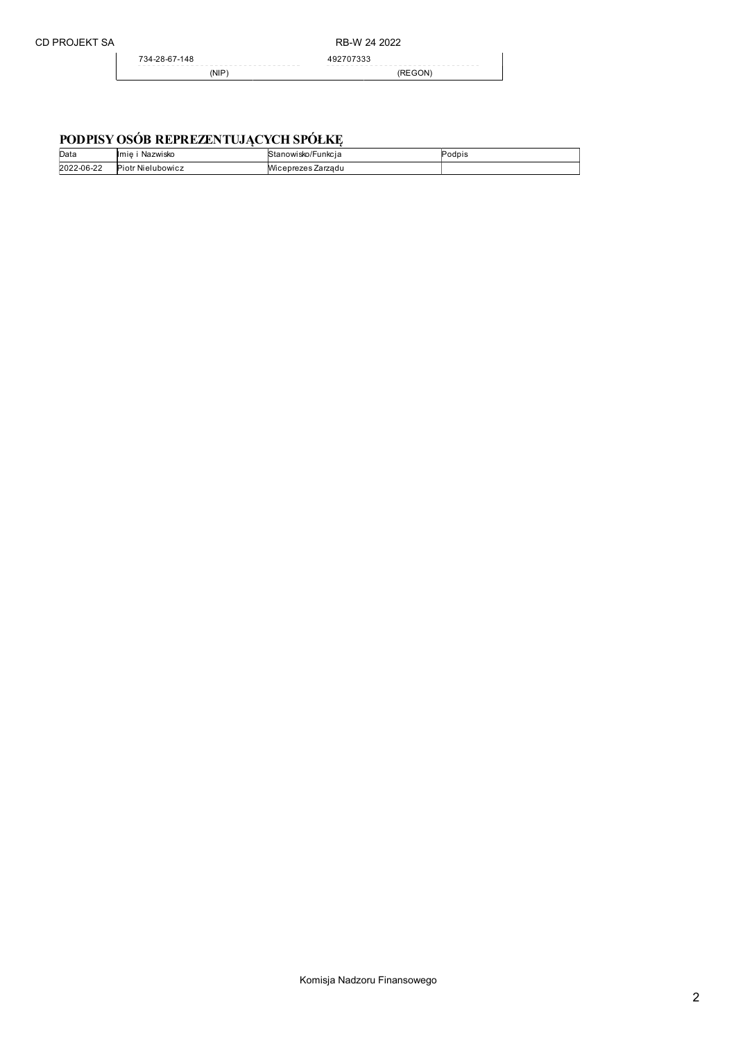| | |
|---|---|
| 734-28-67-148 | 492707333 |
| (NIP) | (REGON) |

## PODPISY OSÓB REPREZENTUJĄCYCH SPÓŁKĘ

| Data | Imię i Nazwisko | Stanowisko/Funkcja | Podpis |
|---|---|---|---|
| 2022-06-22 | Piotr Nielubowicz | Wiceprezes Zarządu | |